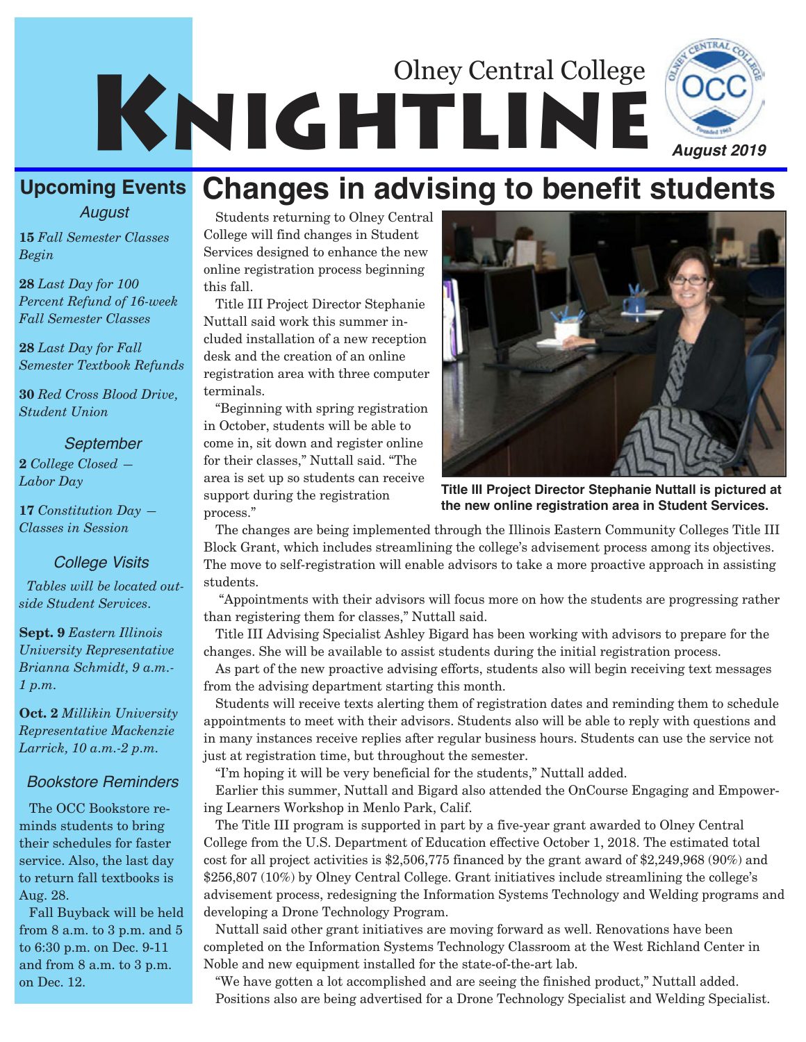# Olney Central College KNIGHTLINE

**August 2019**

## Upcoming Events

### August

**15** *Fall Semester Classes Begin*

**28** *Last Day for 100 Percent Refund of 16-week Fall Semester Classes*

**28** *Last Day for Fall Semester Textbook Refunds*

**30** *Red Cross Blood Drive, Student Union*

### September

**2** *College Closed — Labor Day*

**17** *Constitution Day — Classes in Session*

### College Visits

*Tables will be located outside Student Services.*

**Sept. 9** *Eastern Illinois University Representative Brianna Schmidt, 9 a.m.-1 p.m.*

**Oct. 2** *Millikin University Representative Mackenzie Larrick, 10 a.m.-2 p.m.*

### Bookstore Reminders

The OCC Bookstore reminds students to bring their schedules for faster service. Also, the last day to return fall textbooks is Aug. 28.

Fall Buyback will be held from 8 a.m. to 3 p.m. and 5 to 6:30 p.m. on Dec. 9-11 and from 8 a.m. to 3 p.m. on Dec. 12.

# Changes in advising to benefit students

Students returning to Olney Central College will find changes in Student Services designed to enhance the new online registration process beginning this fall.

Title III Project Director Stephanie Nuttall said work this summer included installation of a new reception desk and the creation of an online registration area with three computer terminals.

"Beginning with spring registration in October, students will be able to come in, sit down and register online for their classes," Nuttall said. "The area is set up so students can receive support during the registration process."

**Title III Project Director Stephanie Nuttall is pictured at the new online registration area in Student Services.**

The changes are being implemented through the Illinois Eastern Community Colleges Title III Block Grant, which includes streamlining the college's advisement process among its objectives. The move to self-registration will enable advisors to take a more proactive approach in assisting students.

"Appointments with their advisors will focus more on how the students are progressing rather than registering them for classes," Nuttall said.

Title III Advising Specialist Ashley Bigard has been working with advisors to prepare for the changes. She will be available to assist students during the initial registration process.

As part of the new proactive advising efforts, students also will begin receiving text messages from the advising department starting this month.

Students will receive texts alerting them of registration dates and reminding them to schedule appointments to meet with their advisors. Students also will be able to reply with questions and in many instances receive replies after regular business hours. Students can use the service not just at registration time, but throughout the semester.

"I'm hoping it will be very beneficial for the students," Nuttall added.

Earlier this summer, Nuttall and Bigard also attended the OnCourse Engaging and Empowering Learners Workshop in Menlo Park, Calif.

The Title III program is supported in part by a five-year grant awarded to Olney Central College from the U.S. Department of Education effective October 1, 2018. The estimated total cost for all project activities is $2,506,775 financed by the grant award of $2,249,968 (90%) and $256,807 (10%) by Olney Central College. Grant initiatives include streamlining the college's advisement process, redesigning the Information Systems Technology and Welding programs and developing a Drone Technology Program.

Nuttall said other grant initiatives are moving forward as well. Renovations have been completed on the Information Systems Technology Classroom at the West Richland Center in Noble and new equipment installed for the state-of-the-art lab.

"We have gotten a lot accomplished and are seeing the finished product," Nuttall added.

Positions also are being advertised for a Drone Technology Specialist and Welding Specialist.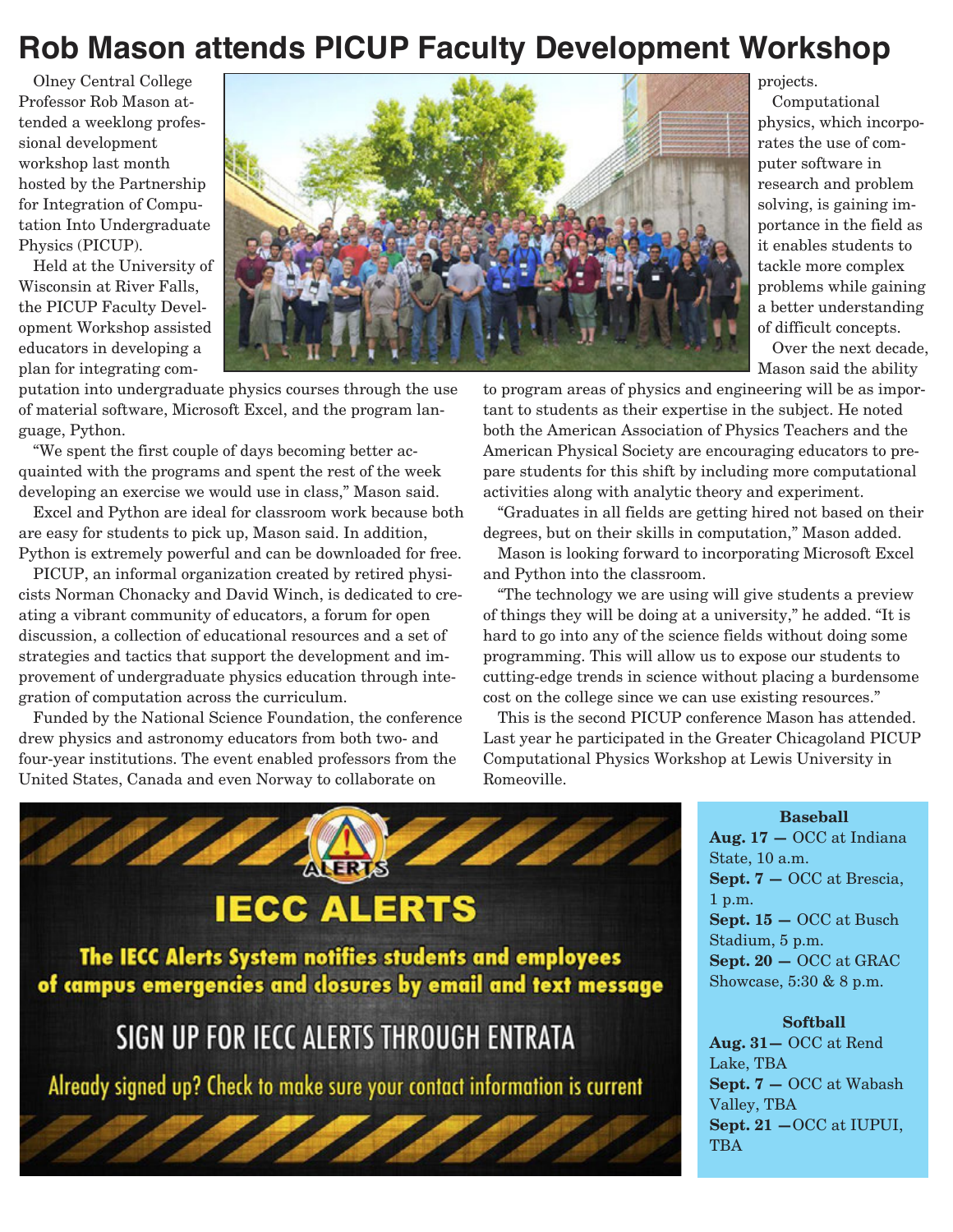# Rob Mason attends PICUP Faculty Development Workshop

Olney Central College Professor Rob Mason attended a weeklong professional development workshop last month hosted by the Partnership for Integration of Computation Into Undergraduate Physics (PICUP).

Held at the University of Wisconsin at River Falls, the PICUP Faculty Development Workshop assisted educators in developing a plan for integrating computation into undergraduate physics courses through the use of material software, Microsoft Excel, and the program language, Python.

"We spent the first couple of days becoming better acquainted with the programs and spent the rest of the week developing an exercise we would use in class," Mason said.

Excel and Python are ideal for classroom work because both are easy for students to pick up, Mason said. In addition, Python is extremely powerful and can be downloaded for free.

PICUP, an informal organization created by retired physicists Norman Chonacky and David Winch, is dedicated to creating a vibrant community of educators, a forum for open discussion, a collection of educational resources and a set of strategies and tactics that support the development and improvement of undergraduate physics education through integration of computation across the curriculum.

Funded by the National Science Foundation, the conference drew physics and astronomy educators from both two- and four-year institutions. The event enabled professors from the United States, Canada and even Norway to collaborate on projects.

Computational physics, which incorporates the use of computer software in research and problem solving, is gaining importance in the field as it enables students to tackle more complex problems while gaining a better understanding of difficult concepts.

Over the next decade, Mason said the ability to program areas of physics and engineering will be as important to students as their expertise in the subject. He noted both the American Association of Physics Teachers and the American Physical Society are encouraging educators to prepare students for this shift by including more computational activities along with analytic theory and experiment.

"Graduates in all fields are getting hired not based on their degrees, but on their skills in computation," Mason added.

Mason is looking forward to incorporating Microsoft Excel and Python into the classroom.

"The technology we are using will give students a preview of things they will be doing at a university," he added. "It is hard to go into any of the science fields without doing some programming. This will allow us to expose our students to cutting-edge trends in science without placing a burdensome cost on the college since we can use existing resources."

This is the second PICUP conference Mason has attended. Last year he participated in the Greater Chicagoland PICUP Computational Physics Workshop at Lewis University in Romeoville.

## IECC ALERTS

**The IECC Alerts System notifies students and employees of campus emergencies and closures by email and text message**

SIGN UP FOR IECC ALERTS THROUGH ENTRATA

Already signed up? Check to make sure your contact information is current

### Baseball

**Aug. 17 —** OCC at Indiana State, 10 a.m.
**Sept. 7 —** OCC at Brescia, 1 p.m.
**Sept. 15 —** OCC at Busch Stadium, 5 p.m.
**Sept. 20 —** OCC at GRAC Showcase, 5:30 & 8 p.m.

### Softball

**Aug. 31—** OCC at Rend Lake, TBA
**Sept. 7 —** OCC at Wabash Valley, TBA
**Sept. 21 —**OCC at IUPUI, TBA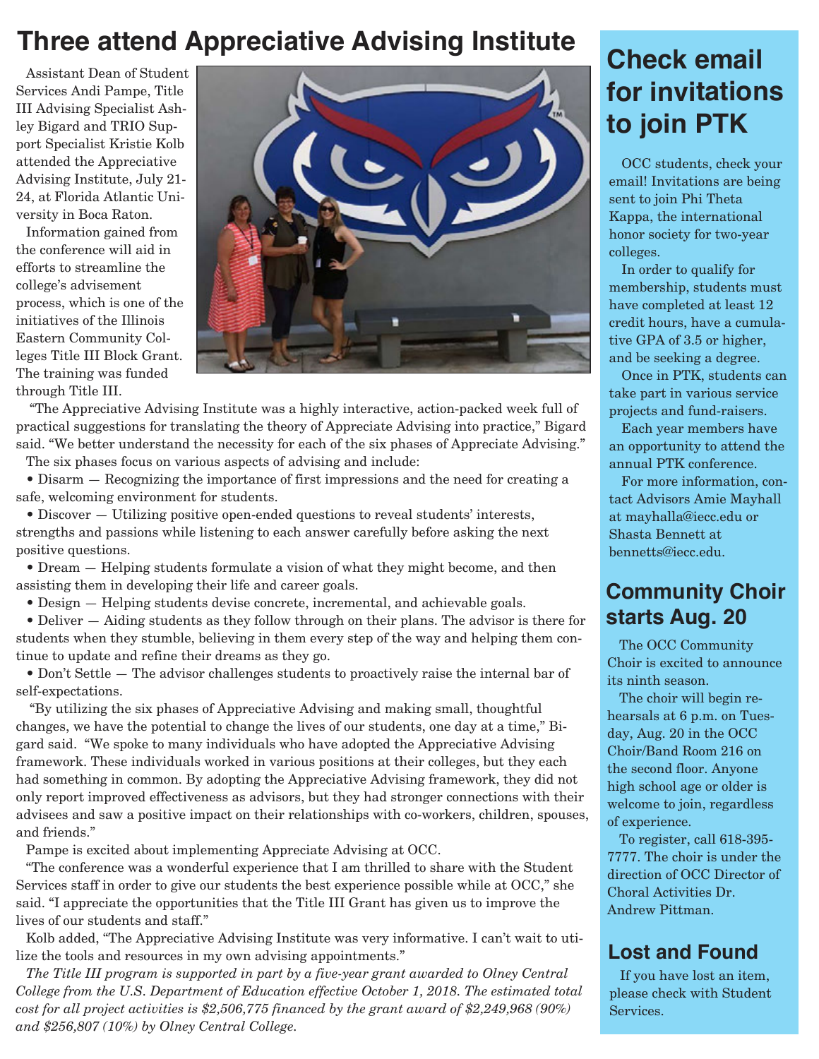# Three attend Appreciative Advising Institute

Assistant Dean of Student Services Andi Pampe, Title III Advising Specialist Ashley Bigard and TRIO Support Specialist Kristie Kolb attended the Appreciative Advising Institute, July 21-24, at Florida Atlantic University in Boca Raton.

Information gained from the conference will aid in efforts to streamline the college's advisement process, which is one of the initiatives of the Illinois Eastern Community Colleges Title III Block Grant. The training was funded through Title III.

"The Appreciative Advising Institute was a highly interactive, action-packed week full of practical suggestions for translating the theory of Appreciate Advising into practice," Bigard said. "We better understand the necessity for each of the six phases of Appreciate Advising."

The six phases focus on various aspects of advising and include:

- Disarm — Recognizing the importance of first impressions and the need for creating a safe, welcoming environment for students.
- Discover — Utilizing positive open-ended questions to reveal students' interests, strengths and passions while listening to each answer carefully before asking the next positive questions.
- Dream — Helping students formulate a vision of what they might become, and then assisting them in developing their life and career goals.
- Design — Helping students devise concrete, incremental, and achievable goals.
- Deliver — Aiding students as they follow through on their plans. The advisor is there for students when they stumble, believing in them every step of the way and helping them continue to update and refine their dreams as they go.
- Don't Settle — The advisor challenges students to proactively raise the internal bar of self-expectations.

"By utilizing the six phases of Appreciative Advising and making small, thoughtful changes, we have the potential to change the lives of our students, one day at a time," Bigard said. "We spoke to many individuals who have adopted the Appreciative Advising framework. These individuals worked in various positions at their colleges, but they each had something in common. By adopting the Appreciative Advising framework, they did not only report improved effectiveness as advisors, but they had stronger connections with their advisees and saw a positive impact on their relationships with co-workers, children, spouses, and friends."

Pampe is excited about implementing Appreciate Advising at OCC.

"The conference was a wonderful experience that I am thrilled to share with the Student Services staff in order to give our students the best experience possible while at OCC," she said. "I appreciate the opportunities that the Title III Grant has given us to improve the lives of our students and staff."

Kolb added, "The Appreciative Advising Institute was very informative. I can't wait to utilize the tools and resources in my own advising appointments."

*The Title III program is supported in part by a five-year grant awarded to Olney Central College from the U.S. Department of Education effective October 1, 2018. The estimated total cost for all project activities is $2,506,775 financed by the grant award of $2,249,968 (90%) and $256,807 (10%) by Olney Central College.*

# Check email for invitations to join PTK

OCC students, check your email! Invitations are being sent to join Phi Theta Kappa, the international honor society for two-year colleges.

In order to qualify for membership, students must have completed at least 12 credit hours, have a cumulative GPA of 3.5 or higher, and be seeking a degree.

Once in PTK, students can take part in various service projects and fund-raisers.

Each year members have an opportunity to attend the annual PTK conference.

For more information, contact Advisors Amie Mayhall at mayhalla@iecc.edu or Shasta Bennett at bennetts@iecc.edu.

## Community Choir starts Aug. 20

The OCC Community Choir is excited to announce its ninth season.

The choir will begin rehearsals at 6 p.m. on Tuesday, Aug. 20 in the OCC Choir/Band Room 216 on the second floor. Anyone high school age or older is welcome to join, regardless of experience.

To register, call 618-395-7777. The choir is under the direction of OCC Director of Choral Activities Dr. Andrew Pittman.

## Lost and Found

If you have lost an item, please check with Student Services.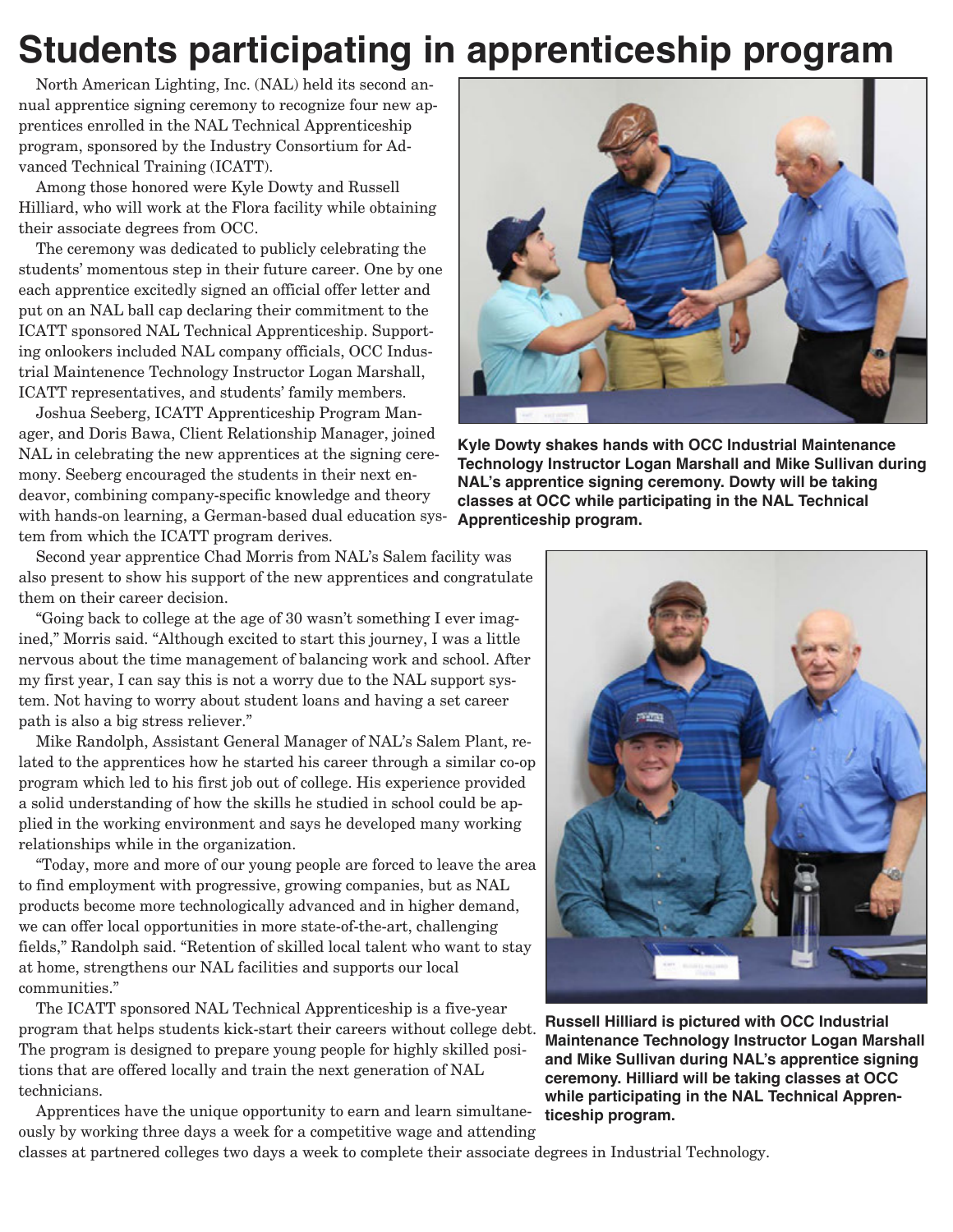# Students participating in apprenticeship program

North American Lighting, Inc. (NAL) held its second annual apprentice signing ceremony to recognize four new apprentices enrolled in the NAL Technical Apprenticeship program, sponsored by the Industry Consortium for Advanced Technical Training (ICATT).

Among those honored were Kyle Dowty and Russell Hilliard, who will work at the Flora facility while obtaining their associate degrees from OCC.

The ceremony was dedicated to publicly celebrating the students' momentous step in their future career. One by one each apprentice excitedly signed an official offer letter and put on an NAL ball cap declaring their commitment to the ICATT sponsored NAL Technical Apprenticeship. Supporting onlookers included NAL company officials, OCC Industrial Maintenence Technology Instructor Logan Marshall, ICATT representatives, and students' family members.

Joshua Seeberg, ICATT Apprenticeship Program Manager, and Doris Bawa, Client Relationship Manager, joined NAL in celebrating the new apprentices at the signing ceremony. Seeberg encouraged the students in their next endeavor, combining company-specific knowledge and theory with hands-on learning, a German-based dual education system from which the ICATT program derives.

**Kyle Dowty shakes hands with OCC Industrial Maintenance Technology Instructor Logan Marshall and Mike Sullivan during NAL's apprentice signing ceremony. Dowty will be taking classes at OCC while participating in the NAL Technical Apprenticeship program.**

Second year apprentice Chad Morris from NAL's Salem facility was also present to show his support of the new apprentices and congratulate them on their career decision.

"Going back to college at the age of 30 wasn't something I ever imagined," Morris said. "Although excited to start this journey, I was a little nervous about the time management of balancing work and school. After my first year, I can say this is not a worry due to the NAL support system. Not having to worry about student loans and having a set career path is also a big stress reliever."

Mike Randolph, Assistant General Manager of NAL's Salem Plant, related to the apprentices how he started his career through a similar co-op program which led to his first job out of college. His experience provided a solid understanding of how the skills he studied in school could be applied in the working environment and says he developed many working relationships while in the organization.

"Today, more and more of our young people are forced to leave the area to find employment with progressive, growing companies, but as NAL products become more technologically advanced and in higher demand, we can offer local opportunities in more state-of-the-art, challenging fields," Randolph said. "Retention of skilled local talent who want to stay at home, strengthens our NAL facilities and supports our local communities."

The ICATT sponsored NAL Technical Apprenticeship is a five-year program that helps students kick-start their careers without college debt. The program is designed to prepare young people for highly skilled positions that are offered locally and train the next generation of NAL technicians.

Apprentices have the unique opportunity to earn and learn simultaneously by working three days a week for a competitive wage and attending classes at partnered colleges two days a week to complete their associate degrees in Industrial Technology.

**Russell Hilliard is pictured with OCC Industrial Maintenance Technology Instructor Logan Marshall and Mike Sullivan during NAL's apprentice signing ceremony. Hilliard will be taking classes at OCC while participating in the NAL Technical Apprenticeship program.**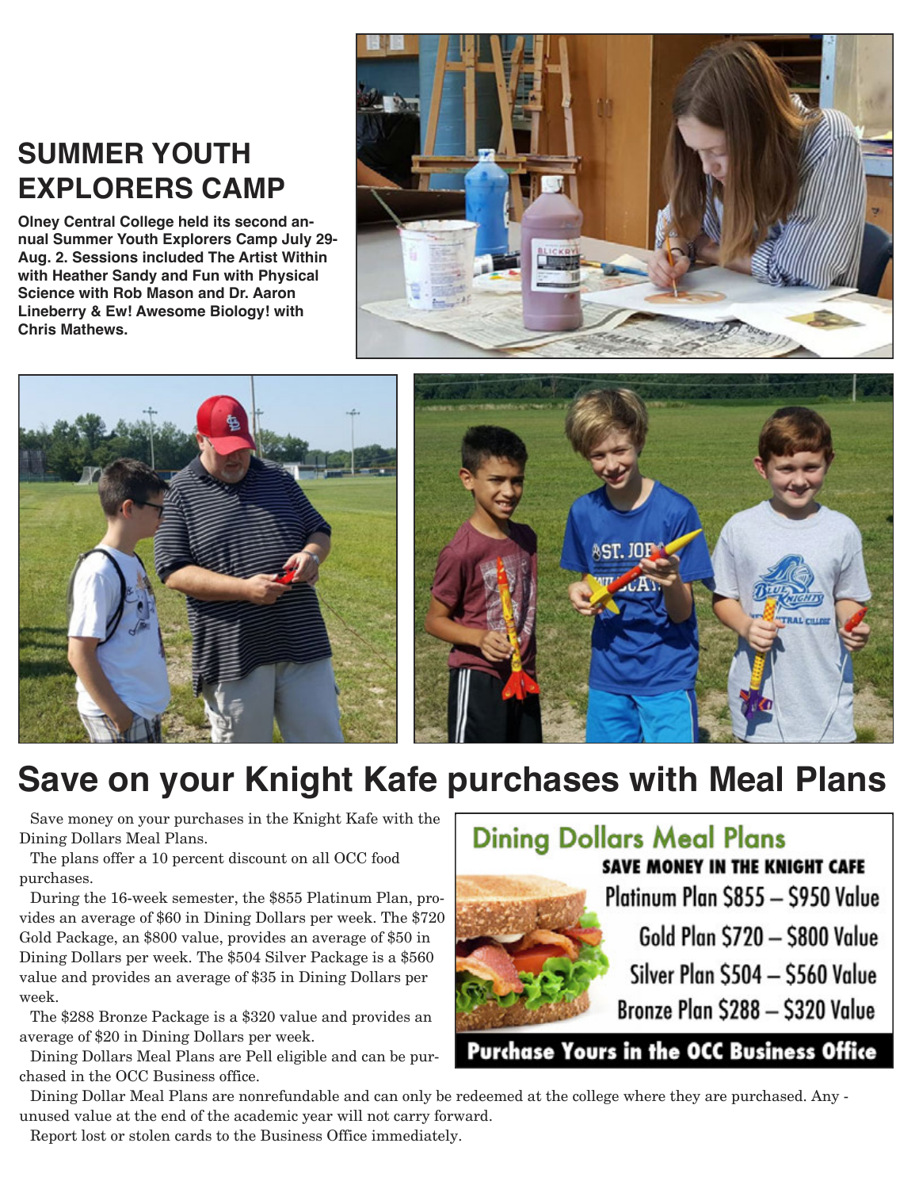## SUMMER YOUTH EXPLORERS CAMP

**Olney Central College held its second annual Summer Youth Explorers Camp July 29-Aug. 2. Sessions included The Artist Within with Heather Sandy and Fun with Physical Science with Rob Mason and Dr. Aaron Lineberry & Ew! Awesome Biology! with Chris Mathews.**

# Save on your Knight Kafe purchases with Meal Plans

Save money on your purchases in the Knight Kafe with the Dining Dollars Meal Plans.

The plans offer a 10 percent discount on all OCC food purchases.

During the 16-week semester, the $855 Platinum Plan, provides an average of $60 in Dining Dollars per week. The $720 Gold Package, an $800 value, provides an average of $50 in Dining Dollars per week. The $504 Silver Package is a $560 value and provides an average of $35 in Dining Dollars per week.

The $288 Bronze Package is a $320 value and provides an average of $20 in Dining Dollars per week.

Dining Dollars Meal Plans are Pell eligible and can be purchased in the OCC Business office.

**Dining Dollars Meal Plans**

**SAVE MONEY IN THE KNIGHT CAFE**

Platinum Plan $855 – $950 Value

Gold Plan $720 – $800 Value

Silver Plan $504 – $560 Value

Bronze Plan $288 – $320 Value

**Purchase Yours in the OCC Business Office**

Dining Dollar Meal Plans are nonrefundable and can only be redeemed at the college where they are purchased. Any - unused value at the end of the academic year will not carry forward.

Report lost or stolen cards to the Business Office immediately.